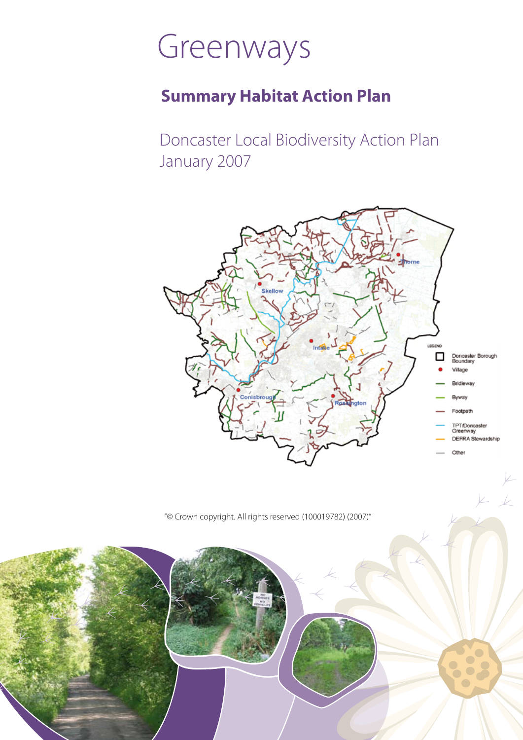# Greenways

## Summary Habitat Action Plan

Doncaster Local Biodiversity Action Plan
January 2007

"© Crown copyright. All rights reserved (100019782) (2007)"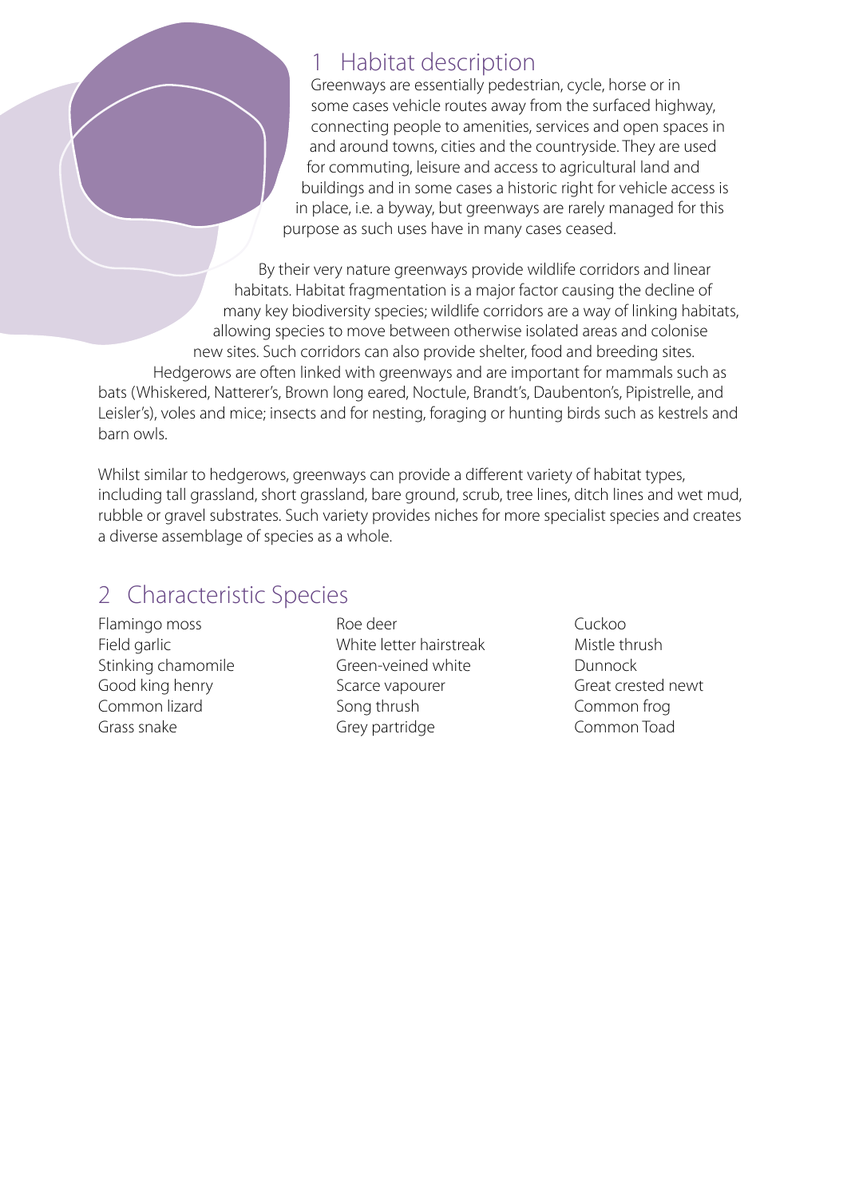## 1 Habitat description

Greenways are essentially pedestrian, cycle, horse or in some cases vehicle routes away from the surfaced highway, connecting people to amenities, services and open spaces in and around towns, cities and the countryside. They are used for commuting, leisure and access to agricultural land and buildings and in some cases a historic right for vehicle access is in place, i.e. a byway, but greenways are rarely managed for this purpose as such uses have in many cases ceased.

By their very nature greenways provide wildlife corridors and linear habitats. Habitat fragmentation is a major factor causing the decline of many key biodiversity species; wildlife corridors are a way of linking habitats, allowing species to move between otherwise isolated areas and colonise new sites. Such corridors can also provide shelter, food and breeding sites. Hedgerows are often linked with greenways and are important for mammals such as bats (Whiskered, Natterer's, Brown long eared, Noctule, Brandt's, Daubenton's, Pipistrelle, and Leisler's), voles and mice; insects and for nesting, foraging or hunting birds such as kestrels and barn owls.

Whilst similar to hedgerows, greenways can provide a different variety of habitat types, including tall grassland, short grassland, bare ground, scrub, tree lines, ditch lines and wet mud, rubble or gravel substrates. Such variety provides niches for more specialist species and creates a diverse assemblage of species as a whole.

## 2 Characteristic Species

- Flamingo moss
- Field garlic
- Stinking chamomile
- Good king henry
- Common lizard
- Grass snake
- Roe deer
- White letter hairstreak
- Green-veined white
- Scarce vapourer
- Song thrush
- Grey partridge
- Cuckoo
- Mistle thrush
- Dunnock
- Great crested newt
- Common frog
- Common Toad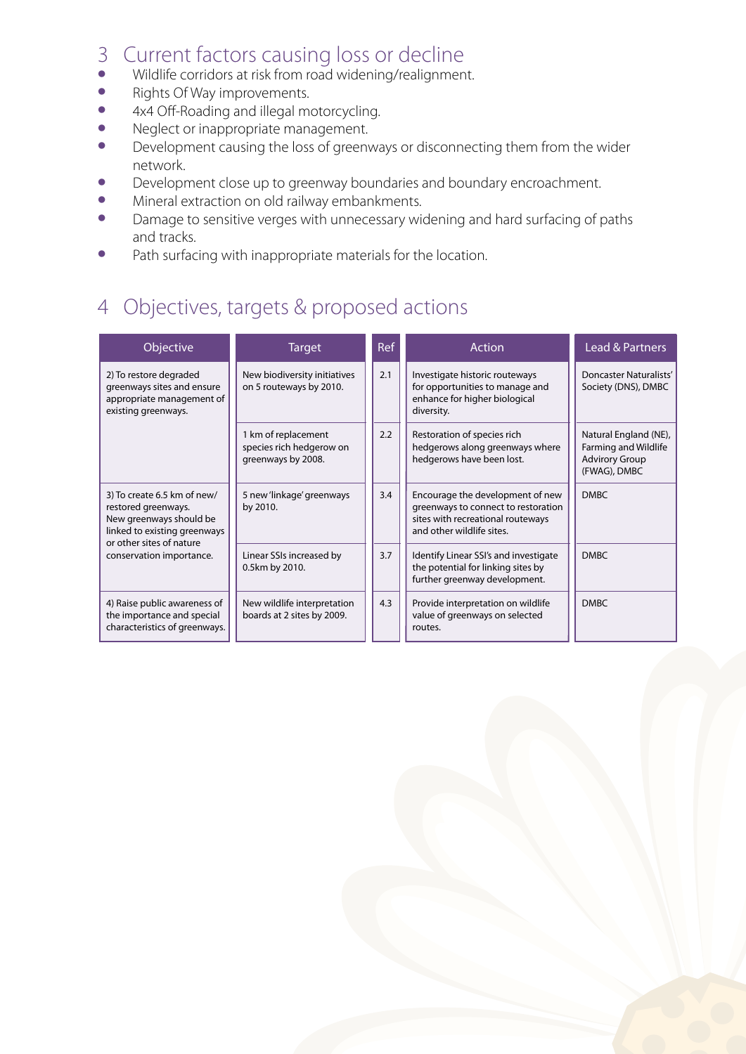## 3 Current factors causing loss or decline

- Wildlife corridors at risk from road widening/realignment.
- Rights Of Way improvements.
- 4x4 Off-Roading and illegal motorcycling.
- Neglect or inappropriate management.
- Development causing the loss of greenways or disconnecting them from the wider network.
- Development close up to greenway boundaries and boundary encroachment.
- Mineral extraction on old railway embankments.
- Damage to sensitive verges with unnecessary widening and hard surfacing of paths and tracks.
- Path surfacing with inappropriate materials for the location.

## 4 Objectives, targets & proposed actions

| Objective | Target | Ref | Action | Lead & Partners |
|---|---|---|---|---|
| 2) To restore degraded greenways sites and ensure appropriate management of existing greenways. | New biodiversity initiatives on 5 routeways by 2010. | 2.1 | Investigate historic routeways for opportunities to manage and enhance for higher biological diversity. | Doncaster Naturalists' Society (DNS), DMBC |
| | 1 km of replacement species rich hedgerow on greenways by 2008. | 2.2 | Restoration of species rich hedgerows along greenways where hedgerows have been lost. | Natural England (NE), Farming and Wildlife Advirory Group (FWAG), DMBC |
| 3) To create 6.5 km of new/ restored greenways. New greenways should be linked to existing greenways or other sites of nature conservation importance. | 5 new 'linkage' greenways by 2010. | 3.4 | Encourage the development of new greenways to connect to restoration sites with recreational routeways and other wildlife sites. | DMBC |
| | Linear SSIs increased by 0.5km by 2010. | 3.7 | Identify Linear SSI's and investigate the potential for linking sites by further greenway development. | DMBC |
| 4) Raise public awareness of the importance and special characteristics of greenways. | New wildlife interpretation boards at 2 sites by 2009. | 4.3 | Provide interpretation on wildlife value of greenways on selected routes. | DMBC |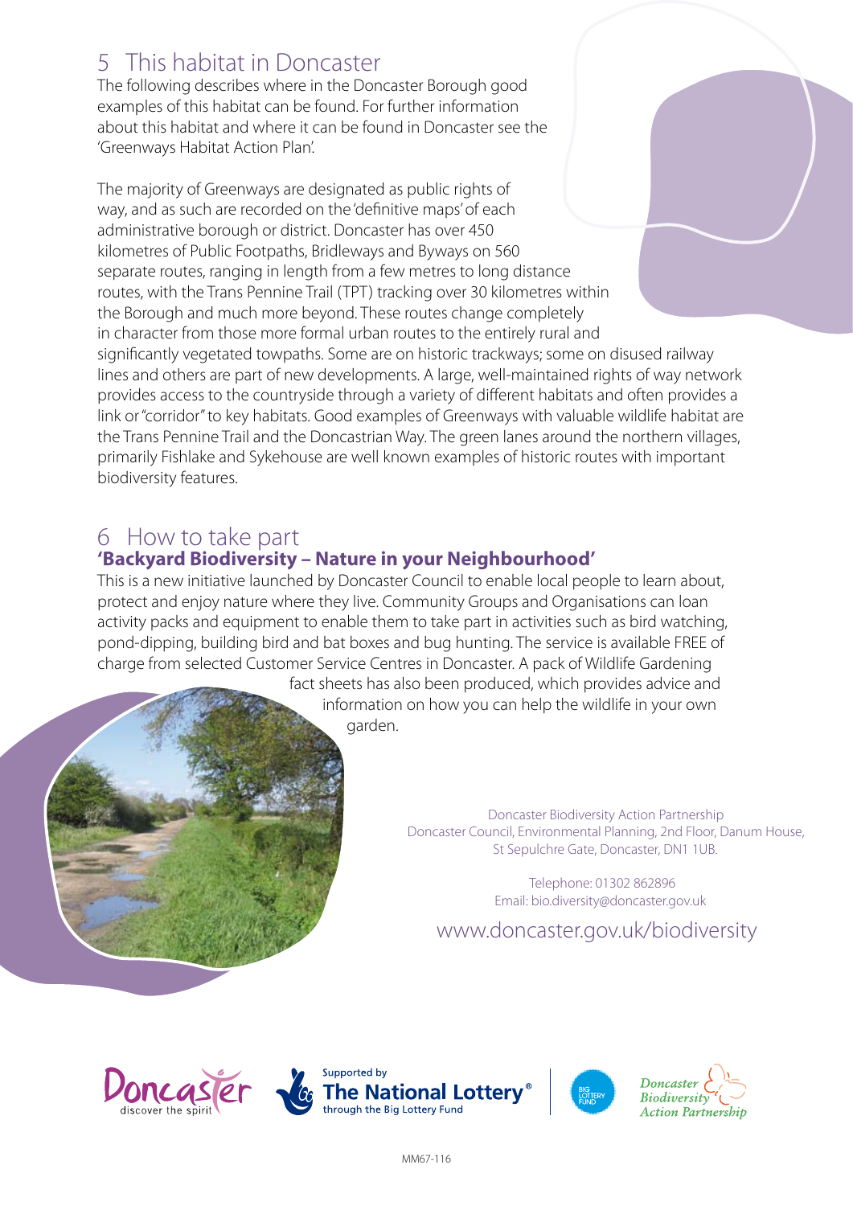## 5 This habitat in Doncaster

The following describes where in the Doncaster Borough good examples of this habitat can be found. For further information about this habitat and where it can be found in Doncaster see the 'Greenways Habitat Action Plan'.

The majority of Greenways are designated as public rights of way, and as such are recorded on the 'definitive maps' of each administrative borough or district. Doncaster has over 450 kilometres of Public Footpaths, Bridleways and Byways on 560 separate routes, ranging in length from a few metres to long distance routes, with the Trans Pennine Trail (TPT) tracking over 30 kilometres within the Borough and much more beyond. These routes change completely in character from those more formal urban routes to the entirely rural and significantly vegetated towpaths. Some are on historic trackways; some on disused railway lines and others are part of new developments. A large, well-maintained rights of way network provides access to the countryside through a variety of different habitats and often provides a link or "corridor" to key habitats. Good examples of Greenways with valuable wildlife habitat are the Trans Pennine Trail and the Doncastrian Way. The green lanes around the northern villages, primarily Fishlake and Sykehouse are well known examples of historic routes with important biodiversity features.

## 6 How to take part

### 'Backyard Biodiversity – Nature in your Neighbourhood'

This is a new initiative launched by Doncaster Council to enable local people to learn about, protect and enjoy nature where they live. Community Groups and Organisations can loan activity packs and equipment to enable them to take part in activities such as bird watching, pond-dipping, building bird and bat boxes and bug hunting. The service is available FREE of charge from selected Customer Service Centres in Doncaster. A pack of Wildlife Gardening fact sheets has also been produced, which provides advice and information on how you can help the wildlife in your own garden.

Doncaster Biodiversity Action Partnership
Doncaster Council, Environmental Planning, 2nd Floor, Danum House, St Sepulchre Gate, Doncaster, DN1 1UB.

Telephone: 01302 862896
Email: bio.diversity@doncaster.gov.uk

www.doncaster.gov.uk/biodiversity

Doncaster discover the spirit

Supported by The National Lottery® through the Big Lottery Fund

Big Lottery Fund

Doncaster Biodiversity Action Partnership

MM67-116